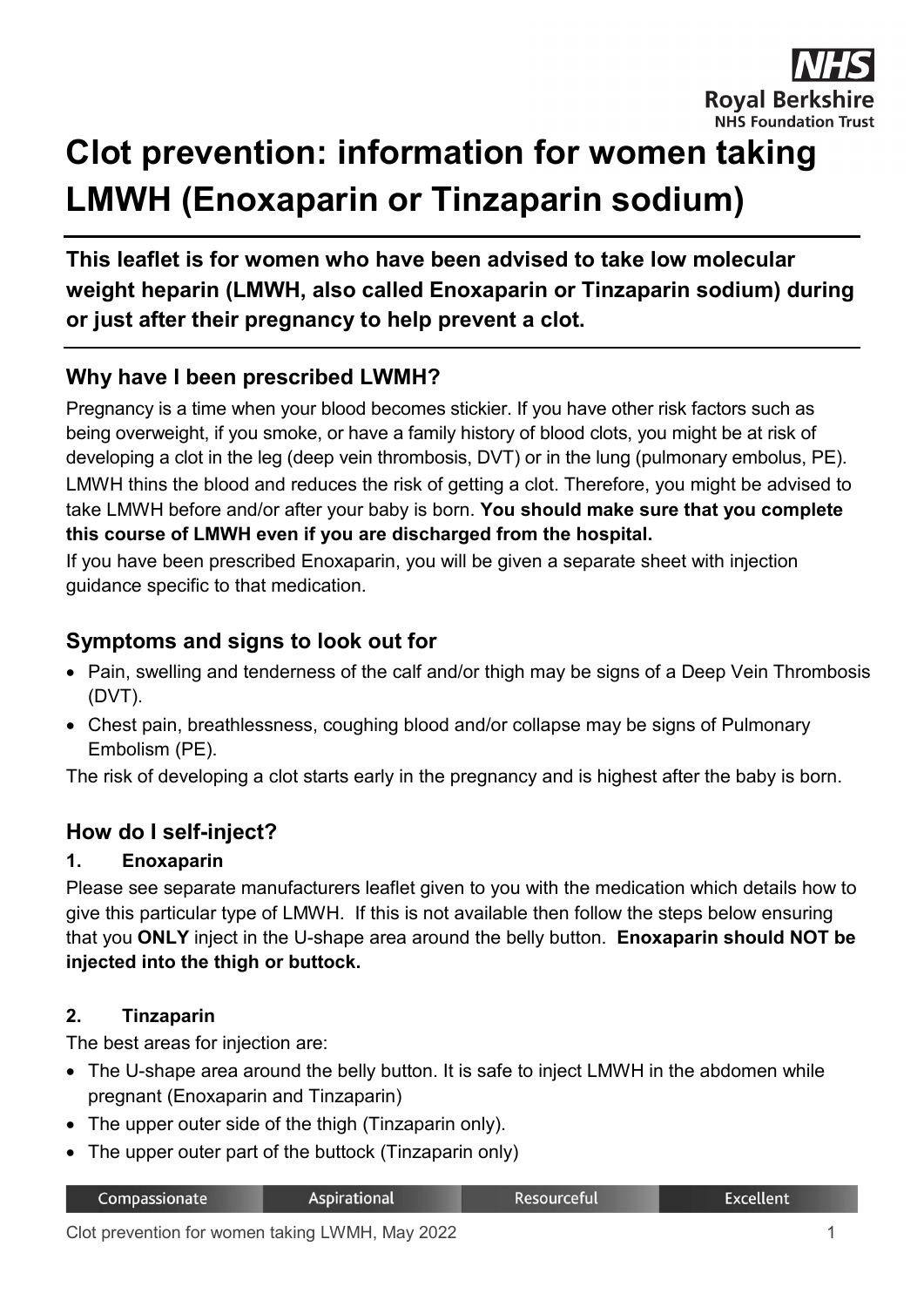# Clot prevention: information for women taking LMWH (Enoxaparin or Tinzaparin sodium)

**This leaflet is for women who have been advised to take low molecular weight heparin (LMWH, also called Enoxaparin or Tinzaparin sodium) during or just after their pregnancy to help prevent a clot.**

## Why have I been prescribed LWMH?

Pregnancy is a time when your blood becomes stickier. If you have other risk factors such as being overweight, if you smoke, or have a family history of blood clots, you might be at risk of developing a clot in the leg (deep vein thrombosis, DVT) or in the lung (pulmonary embolus, PE). LMWH thins the blood and reduces the risk of getting a clot. Therefore, you might be advised to take LMWH before and/or after your baby is born. **You should make sure that you complete this course of LMWH even if you are discharged from the hospital.**

If you have been prescribed Enoxaparin, you will be given a separate sheet with injection guidance specific to that medication.

## Symptoms and signs to look out for

- Pain, swelling and tenderness of the calf and/or thigh may be signs of a Deep Vein Thrombosis (DVT).
- Chest pain, breathlessness, coughing blood and/or collapse may be signs of Pulmonary Embolism (PE).

The risk of developing a clot starts early in the pregnancy and is highest after the baby is born.

## How do I self-inject?

### 1. Enoxaparin

Please see separate manufacturers leaflet given to you with the medication which details how to give this particular type of LMWH. If this is not available then follow the steps below ensuring that you **ONLY** inject in the U-shape area around the belly button. **Enoxaparin should NOT be injected into the thigh or buttock.**

### 2. Tinzaparin

The best areas for injection are:

- The U-shape area around the belly button. It is safe to inject LMWH in the abdomen while pregnant (Enoxaparin and Tinzaparin)
- The upper outer side of the thigh (Tinzaparin only).
- The upper outer part of the buttock (Tinzaparin only)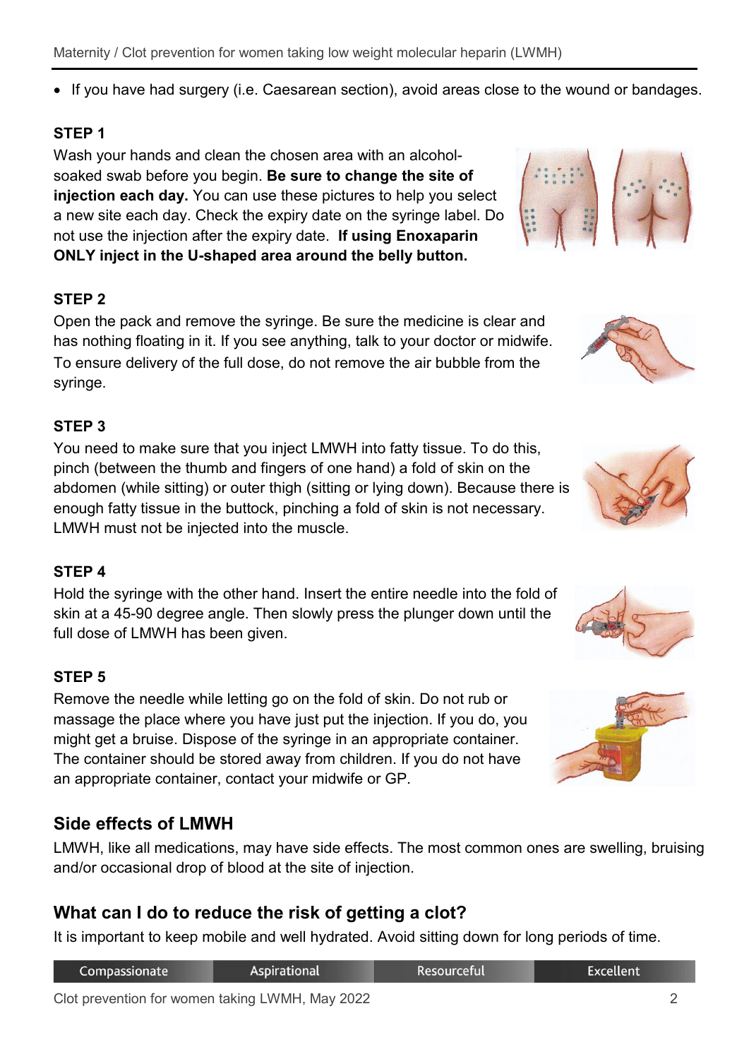- If you have had surgery (i.e. Caesarean section), avoid areas close to the wound or bandages.

**STEP 1**

Wash your hands and clean the chosen area with an alcohol-soaked swab before you begin. **Be sure to change the site of injection each day.** You can use these pictures to help you select a new site each day. Check the expiry date on the syringe label. Do not use the injection after the expiry date. **If using Enoxaparin ONLY inject in the U-shaped area around the belly button.**

**STEP 2**

Open the pack and remove the syringe. Be sure the medicine is clear and has nothing floating in it. If you see anything, talk to your doctor or midwife. To ensure delivery of the full dose, do not remove the air bubble from the syringe.

**STEP 3**

You need to make sure that you inject LMWH into fatty tissue. To do this, pinch (between the thumb and fingers of one hand) a fold of skin on the abdomen (while sitting) or outer thigh (sitting or lying down). Because there is enough fatty tissue in the buttock, pinching a fold of skin is not necessary. LMWH must not be injected into the muscle.

**STEP 4**

Hold the syringe with the other hand. Insert the entire needle into the fold of skin at a 45-90 degree angle. Then slowly press the plunger down until the full dose of LMWH has been given.

**STEP 5**

Remove the needle while letting go on the fold of skin. Do not rub or massage the place where you have just put the injection. If you do, you might get a bruise. Dispose of the syringe in an appropriate container. The container should be stored away from children. If you do not have an appropriate container, contact your midwife or GP.

## Side effects of LMWH

LMWH, like all medications, may have side effects. The most common ones are swelling, bruising and/or occasional drop of blood at the site of injection.

## What can I do to reduce the risk of getting a clot?

It is important to keep mobile and well hydrated. Avoid sitting down for long periods of time.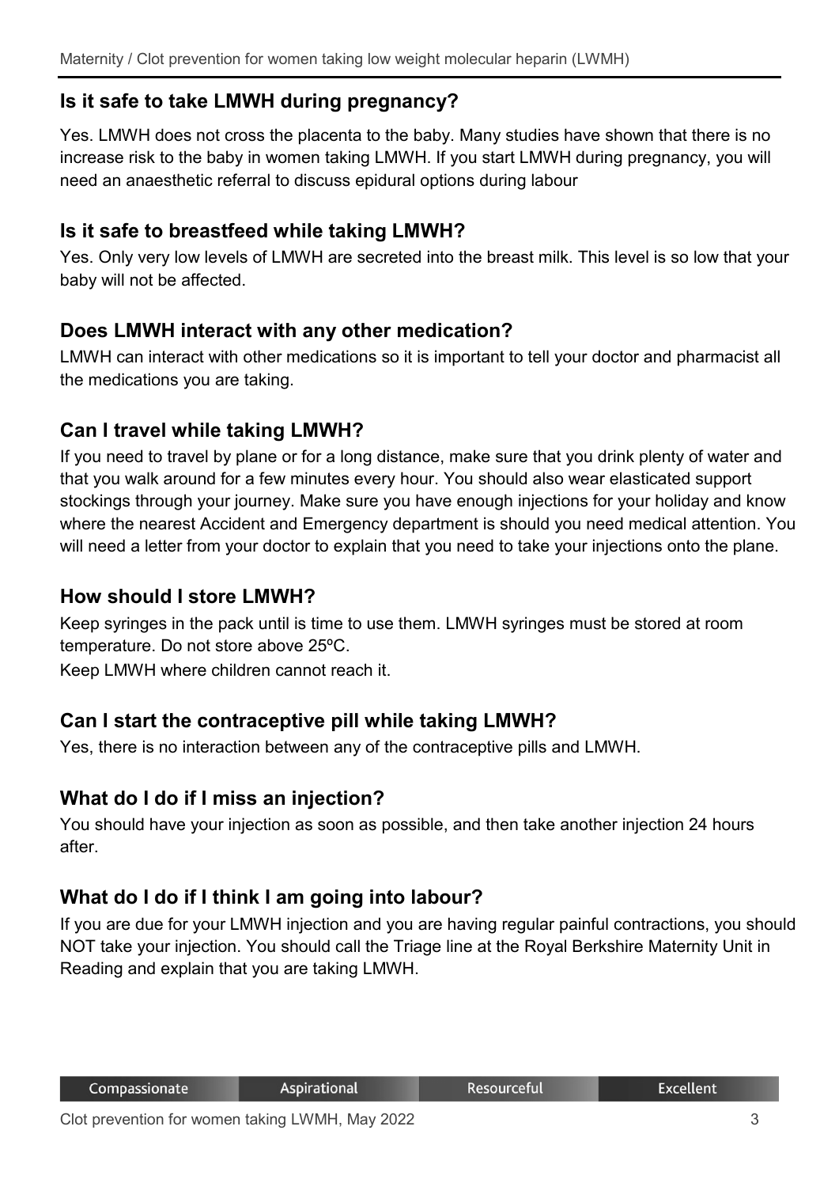## Is it safe to take LMWH during pregnancy?

Yes. LMWH does not cross the placenta to the baby. Many studies have shown that there is no increase risk to the baby in women taking LMWH. If you start LMWH during pregnancy, you will need an anaesthetic referral to discuss epidural options during labour

## Is it safe to breastfeed while taking LMWH?

Yes. Only very low levels of LMWH are secreted into the breast milk. This level is so low that your baby will not be affected.

## Does LMWH interact with any other medication?

LMWH can interact with other medications so it is important to tell your doctor and pharmacist all the medications you are taking.

## Can I travel while taking LMWH?

If you need to travel by plane or for a long distance, make sure that you drink plenty of water and that you walk around for a few minutes every hour. You should also wear elasticated support stockings through your journey. Make sure you have enough injections for your holiday and know where the nearest Accident and Emergency department is should you need medical attention. You will need a letter from your doctor to explain that you need to take your injections onto the plane.

## How should I store LMWH?

Keep syringes in the pack until is time to use them. LMWH syringes must be stored at room temperature. Do not store above 25ºC.

Keep LMWH where children cannot reach it.

## Can I start the contraceptive pill while taking LMWH?

Yes, there is no interaction between any of the contraceptive pills and LMWH.

## What do I do if I miss an injection?

You should have your injection as soon as possible, and then take another injection 24 hours after.

## What do I do if I think I am going into labour?

If you are due for your LMWH injection and you are having regular painful contractions, you should NOT take your injection. You should call the Triage line at the Royal Berkshire Maternity Unit in Reading and explain that you are taking LMWH.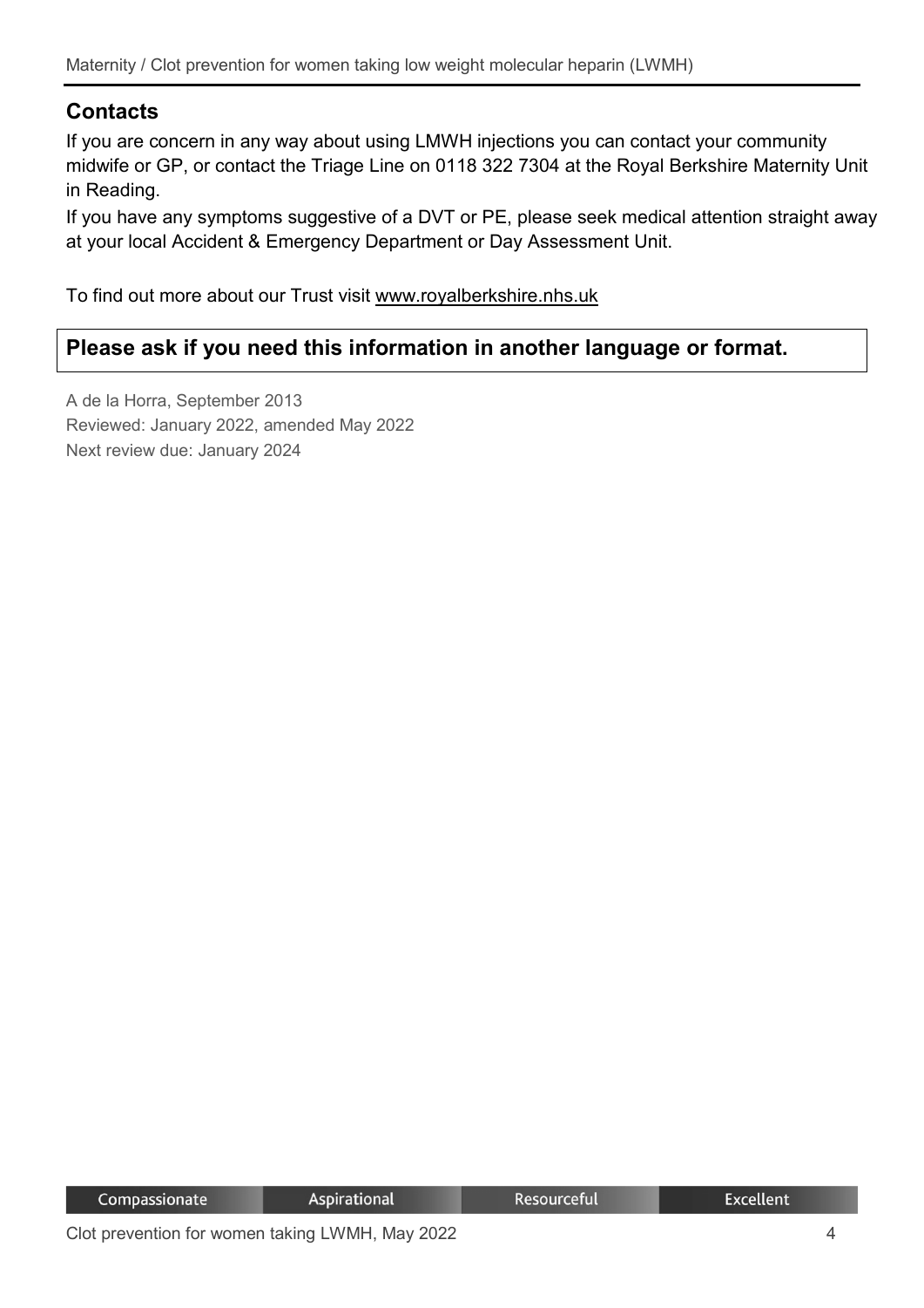## Contacts

If you are concern in any way about using LMWH injections you can contact your community midwife or GP, or contact the Triage Line on 0118 322 7304 at the Royal Berkshire Maternity Unit in Reading.

If you have any symptoms suggestive of a DVT or PE, please seek medical attention straight away at your local Accident & Emergency Department or Day Assessment Unit.

To find out more about our Trust visit www.royalberkshire.nhs.uk

**Please ask if you need this information in another language or format.**

A de la Horra, September 2013
Reviewed: January 2022, amended May 2022
Next review due: January 2024